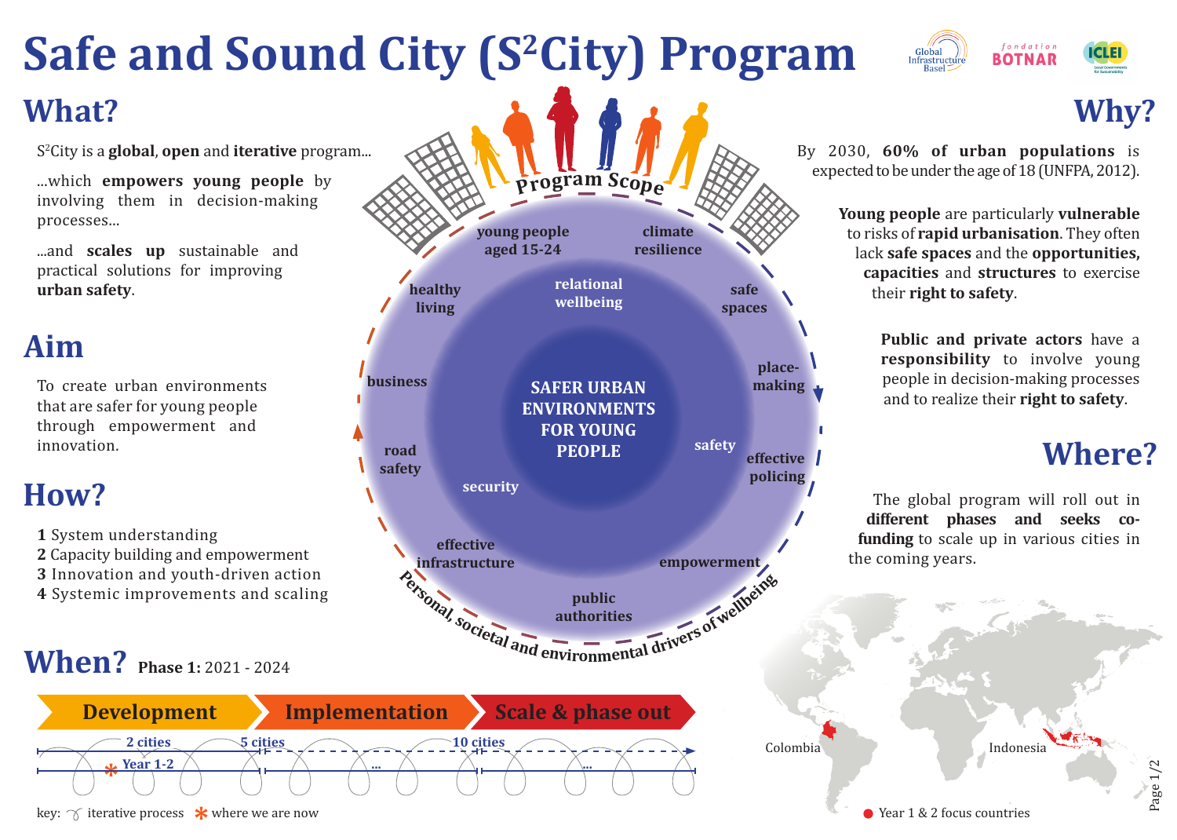# Safe and Sound City ($S^2$City) Program

## What?

$S^2$City is a **global**, **open** and **iterative** program...

...which **empowers young people** by involving them in decision-making processes...

...and **scales up** sustainable and practical solutions for improving **urban safety**.

## Aim

To create urban environments that are safer for young people through empowerment and innovation.

## How?

**1** System understanding
**2** Capacity building and empowerment
**3** Innovation and youth-driven action
**4** Systemic improvements and scaling

## When? Phase 1: 2021 - 2024

**Development** → **Implementation** → **Scale & phase out**

2 cities — Year 1-2 → 5 cities → ... → 10 cities → ...

key: iterative process * where we are now

**Program Scope**

**SAFER URBAN ENVIRONMENTS FOR YOUNG PEOPLE**

relational wellbeing, safety, security

young people aged 15-24, climate resilience, safe spaces, place-making, effective policing, empowerment, public authorities, effective infrastructure, road safety, business, healthy living

*Personal, societal and environmental drivers of wellbeing*

## Why?

By 2030, **60% of urban populations** is expected to be under the age of 18 (UNFPA, 2012).

**Young people** are particularly **vulnerable** to risks of **rapid urbanisation**. They often lack **safe spaces** and the **opportunities, capacities** and **structures** to exercise their **right to safety**.

**Public and private actors** have a **responsibility** to involve young people in decision-making processes and to realize their **right to safety**.

## Where?

The global program will roll out in **different phases and seeks co-funding** to scale up in various cities in the coming years.

Colombia, Indonesia

● Year 1 & 2 focus countries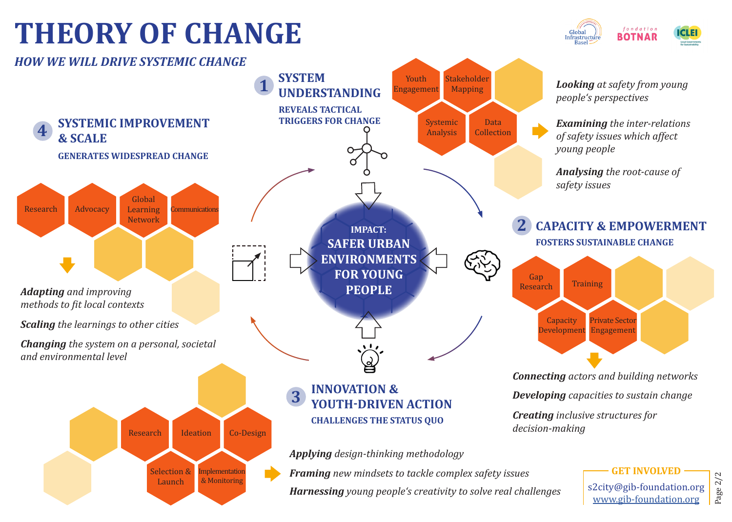# THEORY OF CHANGE

*HOW WE WILL DRIVE SYSTEMIC CHANGE*

## 1 SYSTEM UNDERSTANDING

**REVEALS TACTICAL TRIGGERS FOR CHANGE**

Youth Engagement | Stakeholder Mapping | Systemic Analysis | Data Collection

***Looking*** *at safety from young people's perspectives*

***Examining*** *the inter-relations of safety issues which affect young people*

***Analysing*** *the root-cause of safety issues*

## 2 CAPACITY & EMPOWERMENT

**FOSTERS SUSTAINABLE CHANGE**

Gap Research | Training | Capacity Development | Private Sector Engagement

***Connecting*** *actors and building networks*

***Developing*** *capacities to sustain change*

***Creating*** *inclusive structures for decision-making*

## 3 INNOVATION & YOUTH-DRIVEN ACTION

**CHALLENGES THE STATUS QUO**

Research | Ideation | Co-Design | Selection & Launch | Implementation & Monitoring

***Applying*** *design-thinking methodology*

***Framing*** *new mindsets to tackle complex safety issues*

***Harnessing*** *young people's creativity to solve real challenges*

## 4 SYSTEMIC IMPROVEMENT & SCALE

**GENERATES WIDESPREAD CHANGE**

Research | Advocacy | Global Learning Network | Communications

***Adapting*** *and improving methods to fit local contexts*

***Scaling*** *the learnings to other cities*

***Changing*** *the system on a personal, societal and environmental level*

## IMPACT: SAFER URBAN ENVIRONMENTS FOR YOUNG PEOPLE

**GET INVOLVED**

s2city@gib-foundation.org

www.gib-foundation.org